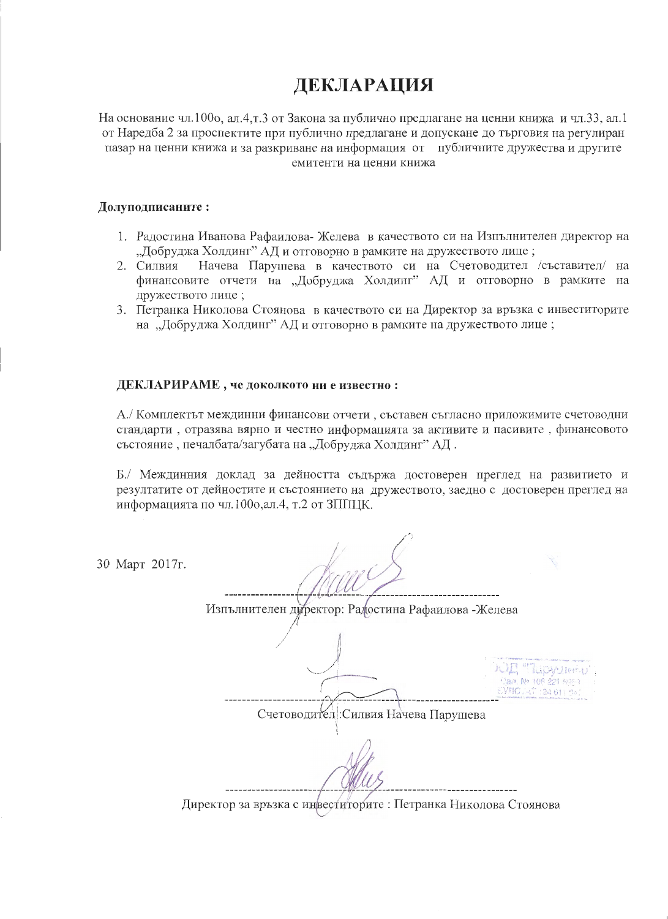# ДЕКЛАРАЦИЯ

На основание чл.100о, ал.4,т.3 от Закона за публично предлагане на ценни книжа и чл.33, ал.1 от Наредба 2 за проспектите при публично предлагане и допускане до търговия на регулиран пазар на ценни книжа и за разкриване на информация от публичните дружества и другите емитенти на ценни книжа

**Долуподписаните :**

1. Радостина Иванова Рафаилова- Желева в качеството си на Изпълнителен директор на „Добруджа Холдинг" АД и отговорно в рамките на дружеството лице ;
2. Силвия Начева Парушева в качеството си на Счетоводител /съставител/ на финансовите отчети на „Добруджа Холдинг" АД и отговорно в рамките на дружеството лице ;
3. Петранка Николова Стоянова в качеството си на Директор за връзка с инвеститорите на „Добруджа Холдинг" АД и отговорно в рамките на дружеството лице ;

**ДЕКЛАРИРАМЕ , че доколкото ни е известно :**

А./ Комплектът междинни финансови отчети , съставен съгласно приложимите счетоводни стандарти , отразява вярно и честно информацията за активите и пасивите , финансовото състояние , печалбата/загубата на „Добруджа Холдинг" АД .

Б./ Междинния доклад за дейността съдържа достоверен преглед на развитието и резултатите от дейностите и състоянието на дружеството, заедно с достоверен преглед на информацията по чл.100о,ал.4, т.2 от ЗППЦК.

30 Март 2017г.

---------------------------------------------------------------
Изпълнителен директор: Радостина Рафаилова -Желева

---------------------------------------------------------------
Счетоводител :Силвия Начева Парушева

---------------------------------------------------------------
Директор за връзка с инвеститорите : Петранка Николова Стоянова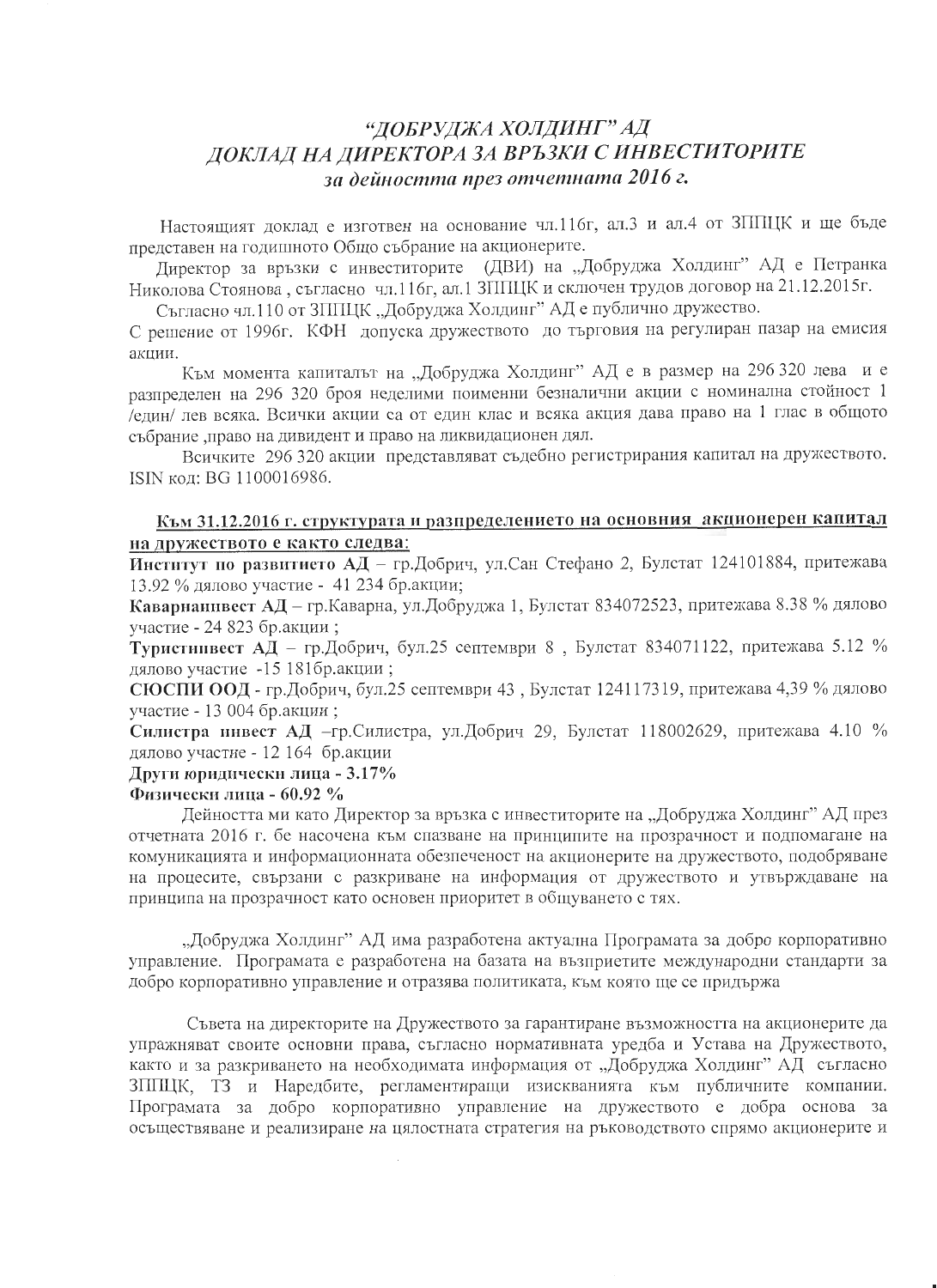# *"ДОБРУДЖА ХОЛДИНГ" АД*
# *ДОКЛАД НА ДИРЕКТОРА ЗА ВРЪЗКИ С ИНВЕСТИТОРИТЕ*
## *за дейността през отчетната 2016 г.*

Настоящият доклад е изготвен на основание чл.116г, ал.3 и ал.4 от ЗППЦК и ще бъде представен на годишното Общо събрание на акционерите.

Директор за връзки с инвеститорите (ДВИ) на „Добруджа Холдинг" АД е Петранка Николова Стоянова , съгласно чл.116г, ал.1 ЗППЦК и сключен трудов договор на 21.12.2015г.

Съгласно чл.110 от ЗППЦК „Добруджа Холдинг" АД е публично дружество.

С решение от 1996г. КФН допуска дружеството до търговия на регулиран пазар на емисия акции.

Към момента капиталът на „Добруджа Холдинг" АД е в размер на 296 320 лева и е разпределен на 296 320 броя неделими поименни безналични акции с номинална стойност 1 /един/ лев всяка. Всички акции са от един клас и всяка акция дава право на 1 глас в общото събрание ,право на дивидент и право на ликвидационен дял.

Всичките 296 320 акции представляват съдебно регистрирания капитал на дружеството. ISIN код: BG 1100016986.

**Към 31.12.2016 г. структурата и разпределението на основния акционерен капитал на дружеството е както следва:**

**Институт по развитието АД** – гр.Добрич, ул.Сан Стефано 2, Булстат 124101884, притежава 13.92 % дялово участие - 41 234 бр.акции;

**Каварнаинвест АД** – гр.Каварна, ул.Добруджа 1, Булстат 834072523, притежава 8.38 % дялово участие - 24 823 бр.акции ;

**Туристинвест АД** – гр.Добрич, бул.25 септември 8 , Булстат 834071122, притежава 5.12 % дялово участие -15 181бр.акции ;

**СЮСПИ ООД** - гр.Добрич, бул.25 септември 43 , Булстат 124117319, притежава 4,39 % дялово участие - 13 004 бр.акции ;

**Силистра инвест АД** –гр.Силистра, ул.Добрич 29, Булстат 118002629, притежава 4.10 % дялово участие - 12 164 бр.акции

**Други юридически лица - 3.17%**

**Физически лица - 60.92 %**

Дейността ми като Директор за връзка с инвеститорите на „Добруджа Холдинг" АД през отчетната 2016 г. бе насочена към спазване на принципите на прозрачност и подпомагане на комуникацията и информационната обезпеченост на акционерите на дружеството, подобряване на процесите, свързани с разкриване на информация от дружеството и утвърждаване на принципа на прозрачност като основен приоритет в общуването с тях.

„Добруджа Холдинг" АД има разработена актуална Програмата за добро корпоративно управление. Програмата е разработена на базата на възприетите международни стандарти за добро корпоративно управление и отразява политиката, към която ще се придържа

Съвета на директорите на Дружеството за гарантиране възможността на акционерите да упражняват своите основни права, съгласно нормативната уредба и Устава на Дружеството, както и за разкриването на необходимата информация от „Добруджа Холдинг" АД съгласно ЗППЦК, ТЗ и Наредбите, регламентиращи изискванията към публичните компании. Програмата за добро корпоративно управление на дружеството е добра основа за осъществяване и реализиране на цялостната стратегия на ръководството спрямо акционерите и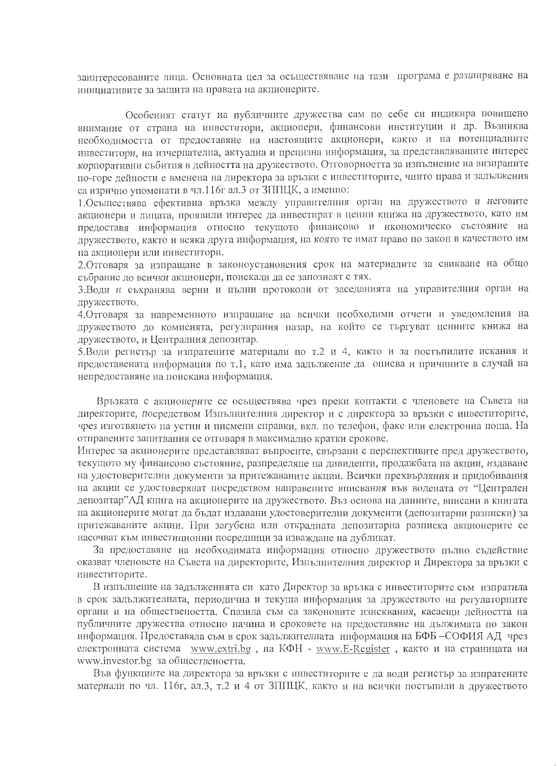заинтересованите лица. Основната цел за осъществяване на тази програма е разширяване на инициативите за защита на правата на акционерите.

Особеният статут на публичните дружества сам по себе си индикира повишено внимание от страна на инвеститори, акционери, финансови институции и др. Възниква необходимостта от предоставяне на настоящите акционери, както и на потенциалните инвеститори, на изчерпателна, актуална и прецизна информация, за представляващите интерес корпоративни събития в дейността на дружеството. Отговорността за изпълнение на визираните по-горе дейности е вменена на директора за връзки с инвеститорите, чиито права и задължения са изрично упоменати в чл.116г ал.3 от ЗППЦК, а именно:

1.Осъществява ефективна връзка между управителния орган на дружеството и неговите акционери и лицата, проявили интерес да инвестират в ценни книжа на дружеството, като им предоставя информация относно текущото финансово и икономическо състояние на дружеството, както и всяка друга информация, на която те имат право по закон в качеството им на акционери или инвеститори.

2.Отговаря за изпращане в законоустановения срок на материалите за свикване на общо събрание до всички акционери, поискали да се запознаят с тях.

3.Води и съхранява верни и пълни протоколи от заседанията на управителния орган на дружеството.

4.Отговаря за навременното изпращане на всички необходими отчети и уведомления на дружеството до комисията, регулирания пазар, на който се търгуват ценните книжа на дружеството, и Централния депозитар.

5.Води регистър за изпратените материали по т.2 и 4, както и за постъпилите искания и предоставената информация по т.1, като има задължение да описва и причините в случай на непредоставяне на поискана информация.

Връзката с акционерите се осъществява чрез преки контакти с членовете на Съвета на директорите, посредством Изпълнителния директор и с директора за връзки с инвеститорите, чрез изготвянето на устни и писмени справки, вкл. по телефон, факс или електронна поща. На отправените запитвания се отговаря в максимално кратки срокове.

Интерес за акционерите представляват въпросите, свързани с перспективите пред дружеството, текущото му финансово състояние, разпределяне на дивиденти, продажбата на акции, издаване на удостоверителни документи за притежаваните акции. Всички прехвърляния и придобивания на акции се удостоверяват посредством направените вписвания във водената от "Централен депозитар"АД книга на акционерите на дружеството. Въз основа на данните, вписани в книгата на акционерите могат да бъдат издавани удостоверителни документи (депозитарни разписки) за притежаваните акции. При загубена или откраднатата депозитарна разписка акционерите се насочват към инвестиционни посредници за изваждане на дубликат.

За предоставяне на необходимата информация относно дружеството пълно съдействие оказват членовете на Съвета на директорите, Изпълнителния директор и Директора за връзки с инвеститорите.

В изпълнение на задълженията си като Директор за връзка с инвеститорите съм изпратила в срок задължителната, периодична и текуща информация за дружеството на регулаторните органи и на обществеността. Спазила съм са законовите изисквания, касаещи дейността на публичните дружества относно начина и сроковете на предоставяне на дължимата по закон информация. Предоставяла съм в срок задължителната информация на БФБ –СОФИЯ АД чрез електронната система www.extri.bg , на КФН - www.E-Register , както и на страницата на www.investor.bg за обществеността.

Във функциите на директора за връзки с инвеститорите е да води регистър за изпратените материали по чл. 116г, ал.3, т.2 и 4 от ЗППЦК, както и на всички постъпили в дружеството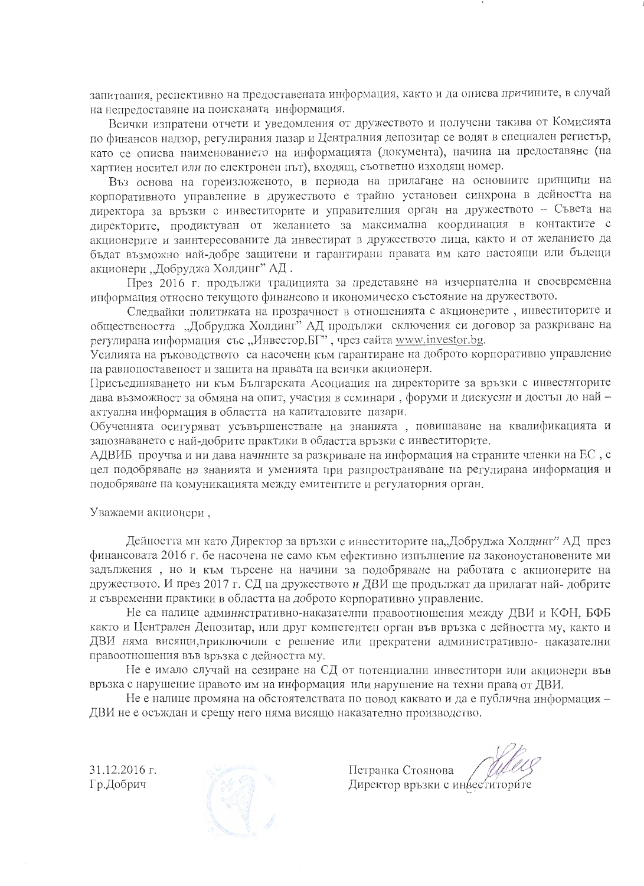запитвания, респективно на предоставената информация, както и да описва причините, в случай на непредоставяне на поисканата информация.

Всички изпратени отчети и уведомления от дружеството и получени такива от Комисията по финансов надзор, регулирания пазар и Централния депозитар се водят в специален регистър, като се описва наименованието на информацията (документа), начина на предоставяне (на хартиен носител или по електронен път), входящ, съответно изходящ номер.

Въз основа на гореизложеното, в периода на прилагане на основните принципи на корпоративното управление в дружеството е трайно установен синхрона в дейността на директора за връзки с инвеститорите и управителния орган на дружеството – Съвета на директорите, продиктуван от желанието за максимална координация в контактите с акционерите и заинтересованите да инвестират в дружеството лица, както и от желанието да бъдат възможно най-добре защитени и гарантирани правата им като настоящи или бъдещи акционери „Добруджа Холдинг" АД .

През 2016 г. продължи традицията за представяне на изчерпателна и своевременна информация относно текущото финансово и икономическо състояние на дружеството.

Следвайки политиката на прозрачност в отношенията с акционерите , инвеститорите и обществеността „Добруджа Холдинг" АД продължи сключения си договор за разкриване на регулирана информация със „Инвестор.БГ" , чрез сайта www.investor.bg.

Усилията на ръководството са насочени към гарантиране на доброто корпоративно управление на равнопоставеност и защита на правата на всички акционери.

Присъединяването ни към Българската Асоциация на директорите за връзки с инвеститорите дава възможност за обмяна на опит, участия в семинари , форуми и дискусии и достъп до най – актуална информация в областта на капиталовите пазари.

Обученията осигуряват усъвършенстване на знанията , повишаване на квалификацията и запознаването с най-добрите практики в областта връзки с инвеститорите.

АДВИБ проучва и ни дава начините за разкриване на информация на страните членки на ЕС , с цел подобряване на знанията и уменията при разпространяване на регулирана информация и подобряване на комуникацията между емитентите и регулаторния орган.

Уважаеми акционери ,

Дейността ми като Директор за връзки с инвеститорите на„Добруджа Холдинг" АД през финансовата 2016 г. бе насочена не само към ефективно изпълнение на законоустановените ми задължения , но и към търсене на начини за подобряване на работата с акционерите на дружеството. И през 2017 г. СД на дружеството и ДВИ ще продължат да прилагат най- добрите и съвременни практики в областта на доброто корпоративно управление.

Не са налице административно-наказателни правоотношения между ДВИ и КФН, БФБ както и Централен Депозитар, или друг компетентен орган във връзка с дейността му, както и ДВИ няма висящи,приключили с решение или прекратени административно- наказателни правоотношения във връзка с дейността му.

Не е имало случай на сезиране на СД от потенциални инвеститори или акционери във връзка с нарушение правото им на информация или нарушение на техни права от ДВИ.

Не е налице промяна на обстоятелствата по повод каквато и да е публична информация – ДВИ не е осъждан и срещу него няма висящо наказателно производство.

31.12.2016 г.
Гр.Добрич

Петранка Стоянова
Директор връзки с инвеститорите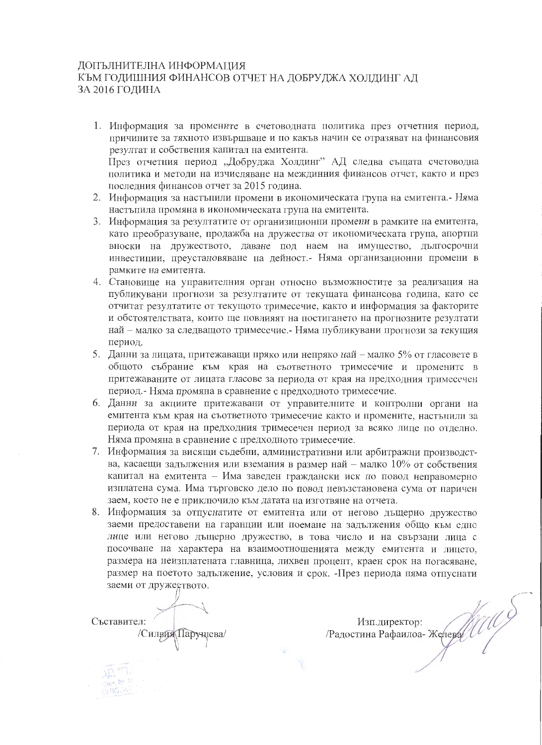ДОПЪЛНИТЕЛНА ИНФОРМАЦИЯ
КЪМ ГОДИШНИЯ ФИНАНСОВ ОТЧЕТ НА ДОБРУДЖА ХОЛДИНГ АД
ЗА 2016 ГОДИНА

1. Информация за промените в счетоводната политика през отчетния период, причините за тяхното извършване и по какъв начин се отразяват на финансовия резултат и собствения капитал на емитента.
   През отчетния период „Добруджа Холдинг" АД следва същата счетоводна политика и методи на изчисляване на междинния финансов отчет, както и през последния финансов отчет за 2015 година.
2. Информация за настъпили промени в икономическата група на емитента.- Няма настъпила промяна в икономическата група на емитента.
3. Информация за резултатите от организиционни промени в рамките на емитента, като преобразуване, продажба на дружества от икономическата група, апортни вноски на дружеството, даване под наем на имущество, дългосрочни инвестиции, преустановяване на дейност.- Няма организационни промени в рамките на емитента.
4. Становище на управителния орган относно възможностите за реализация на публикувани прогнози за резултатите от текущата финансова година, като се отчитат резултатите от текущото тримесечие, както и информация за факторите и обстоятелствата, които ще повлияят на постигането на прогнозните резултати най – малко за следващото тримесечие.- Няма публикувани прогнози за текущия период.
5. Данни за лицата, притежаващи пряко или непряко най – малко 5% от гласовете в общото събрание към края на съответното тримесечие и промените в притежаваните от лицата гласове за периода от края на предходния тримесечен период.- Няма промяна в сравнение с предходното тримесечие.
6. Данни за акциите притежавани от управителните и контролни органи на емитента към края на съответното тримесечие както и промените, настъпили за периода от края на предходния тримесечен период за всяко лице по отделно. Няма промяна в сравнение с предходното тримесечие.
7. Информация за висящи съдебни, административни или арбитражни производства, касаещи задължения или вземания в размер най – малко 10% от собствения капитал на емитента – Има заведен граждански иск по повод неправомерно изплатена сума. Има търговско дело по повод невъзстановена сума от паричен заем, което не е приключило към датата на изготвяне на отчета.
8. Информация за отпуснатите от емитента или от негово дъщерно дружество заеми предоставени на гаранции или поемане на задължения общо към едно лице или негово дъщерно дружество, в това число и на свързани лица с посочване на характера на взаимоотношенията между емитента и лицето, размера на неизплатената главница, лихвен процент, краен срок на погасяване, размер на поетото задължение, условия и срок. -През периода няма отпуснати заеми от дружеството.

Съставител:
/Силвия Паручева/

Изп.директор:
/Радостина Рафаилоа- Желева/